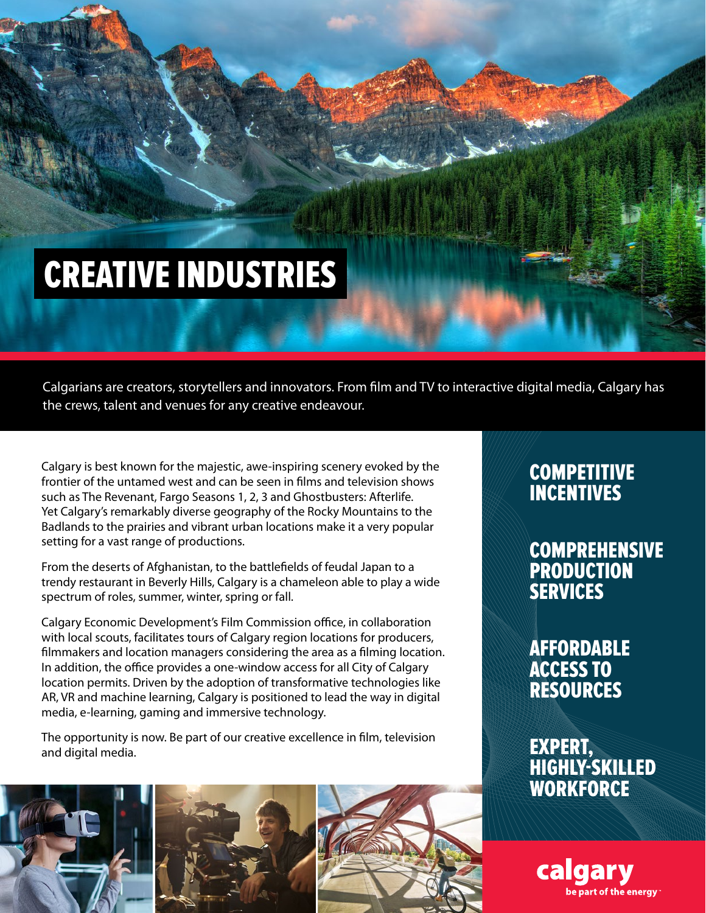# CREATIVE INDUSTRIES

Calgarians are creators, storytellers and innovators. From film and TV to interactive digital media, Calgary has the crews, talent and venues for any creative endeavour.

Calgary is best known for the majestic, awe-inspiring scenery evoked by the frontier of the untamed west and can be seen in films and television shows such as The Revenant, Fargo Seasons 1, 2, 3 and Ghostbusters: Afterlife. Yet Calgary's remarkably diverse geography of the Rocky Mountains to the Badlands to the prairies and vibrant urban locations make it a very popular setting for a vast range of productions.

From the deserts of Afghanistan, to the battlefields of feudal Japan to a trendy restaurant in Beverly Hills, Calgary is a chameleon able to play a wide spectrum of roles, summer, winter, spring or fall.

Calgary Economic Development's Film Commission office, in collaboration with local scouts, facilitates tours of Calgary region locations for producers, filmmakers and location managers considering the area as a filming location. In addition, the office provides a one-window access for all City of Calgary location permits. Driven by the adoption of transformative technologies like AR, VR and machine learning, Calgary is positioned to lead the way in digital media, e-learning, gaming and immersive technology.

The opportunity is now. Be part of our creative excellence in film, television and digital media.

## COMPETITIVE INCENTIVES

## COMPREHENSIVE PRODUCTION SERVICES

## AFFORDABLE ACCESS TO RESOURCES

## EXPERT, HIGHLY-SKILLED WORKFORCE

**calgary**
be part of the energy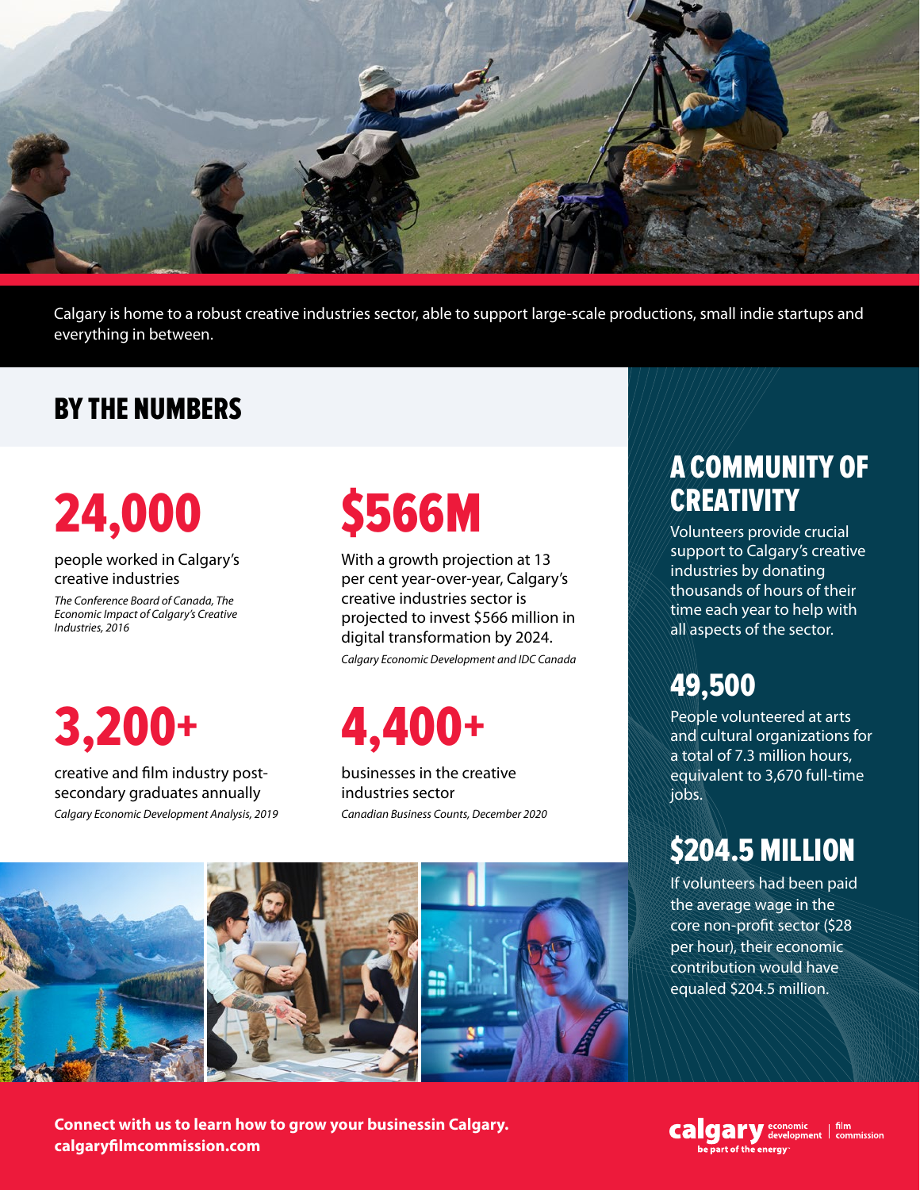Calgary is home to a robust creative industries sector, able to support large-scale productions, small indie startups and everything in between.

## BY THE NUMBERS

# 24,000

people worked in Calgary's creative industries

*The Conference Board of Canada, The Economic Impact of Calgary's Creative Industries, 2016*

# $566M

With a growth projection at 13 per cent year-over-year, Calgary's creative industries sector is projected to invest $566 million in digital transformation by 2024.

*Calgary Economic Development and IDC Canada*

# 3,200+

creative and film industry post-secondary graduates annually

*Calgary Economic Development Analysis, 2019*

# 4,400+

businesses in the creative industries sector

*Canadian Business Counts, December 2020*

## A COMMUNITY OF CREATIVITY

Volunteers provide crucial support to Calgary's creative industries by donating thousands of hours of their time each year to help with all aspects of the sector.

## 49,500

People volunteered at arts and cultural organizations for a total of 7.3 million hours, equivalent to 3,670 full-time jobs.

## $204.5 MILLION

If volunteers had been paid the average wage in the core non-profit sector ($28 per hour), their economic contribution would have equaled $204.5 million.

**Connect with us to learn how to grow your businessin Calgary.**
**calgaryfilmcommission.com**

calgary economic development | film commission
be part of the energy